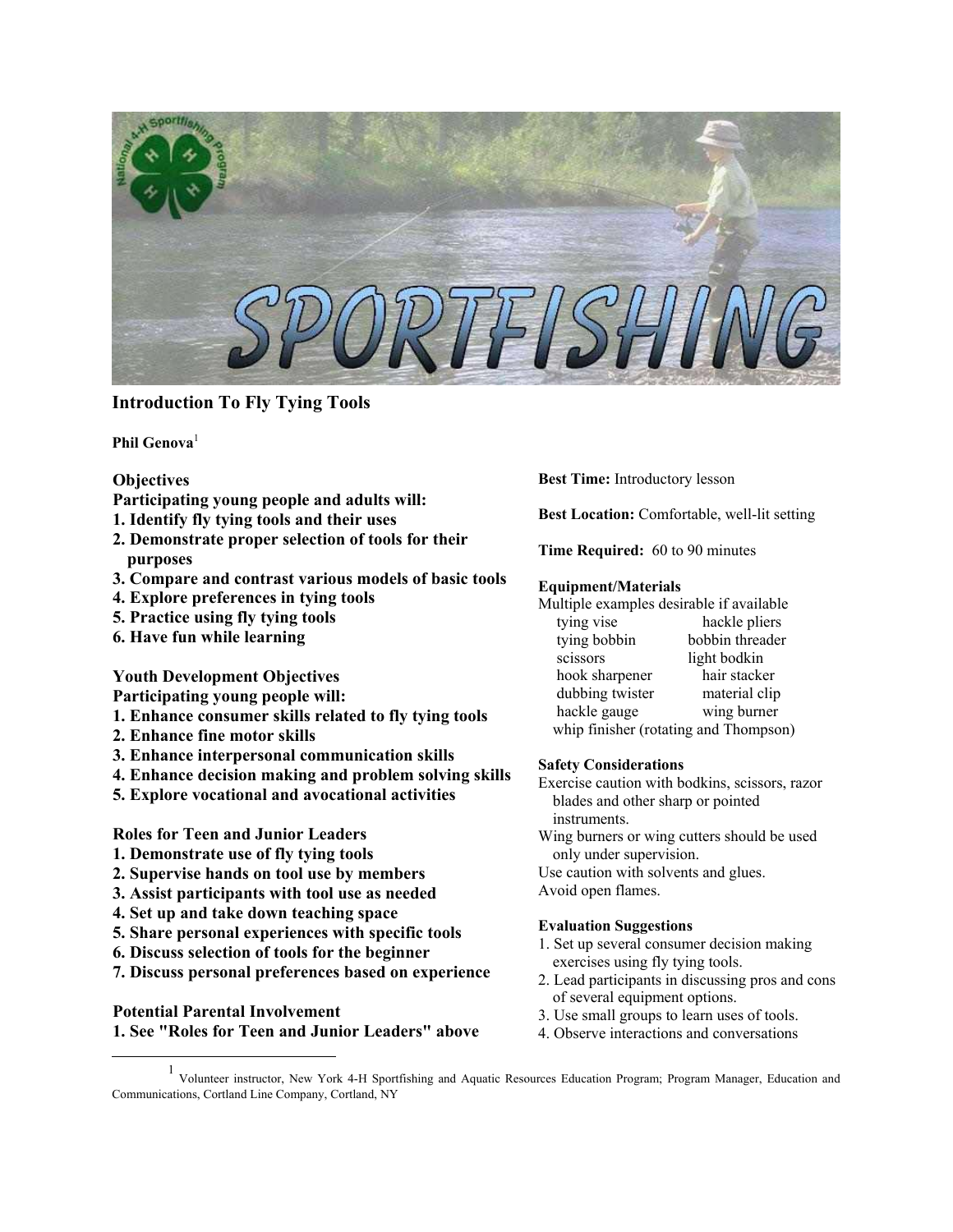# Introduction To Fly Tying Tools

**Phil Genova**[1]

## Objectives

**Participating young people and adults will:**

1. **Identify fly tying tools and their uses**
2. **Demonstrate proper selection of tools for their purposes**
3. **Compare and contrast various models of basic tools**
4. **Explore preferences in tying tools**
5. **Practice using fly tying tools**
6. **Have fun while learning**

## Youth Development Objectives

**Participating young people will:**

1. **Enhance consumer skills related to fly tying tools**
2. **Enhance fine motor skills**
3. **Enhance interpersonal communication skills**
4. **Enhance decision making and problem solving skills**
5. **Explore vocational and avocational activities**

## Roles for Teen and Junior Leaders

1. **Demonstrate use of fly tying tools**
2. **Supervise hands on tool use by members**
3. **Assist participants with tool use as needed**
4. **Set up and take down teaching space**
5. **Share personal experiences with specific tools**
6. **Discuss selection of tools for the beginner**
7. **Discuss personal preferences based on experience**

## Potential Parental Involvement

1. **See "Roles for Teen and Junior Leaders" above**

**Best Time:** Introductory lesson

**Best Location:** Comfortable, well-lit setting

**Time Required:** 60 to 90 minutes

### Equipment/Materials

Multiple examples desirable if available

- tying vise
- hackle pliers
- tying bobbin
- bobbin threader
- scissors
- light bodkin
- hook sharpener
- hair stacker
- dubbing twister
- material clip
- hackle gauge
- wing burner
- whip finisher (rotating and Thompson)

### Safety Considerations

Exercise caution with bodkins, scissors, razor blades and other sharp or pointed instruments.

Wing burners or wing cutters should be used only under supervision.

Use caution with solvents and glues.

Avoid open flames.

### Evaluation Suggestions

1. Set up several consumer decision making exercises using fly tying tools.
2. Lead participants in discussing pros and cons of several equipment options.
3. Use small groups to learn uses of tools.
4. Observe interactions and conversations

[1] Volunteer instructor, New York 4-H Sportfishing and Aquatic Resources Education Program; Program Manager, Education and Communications, Cortland Line Company, Cortland, NY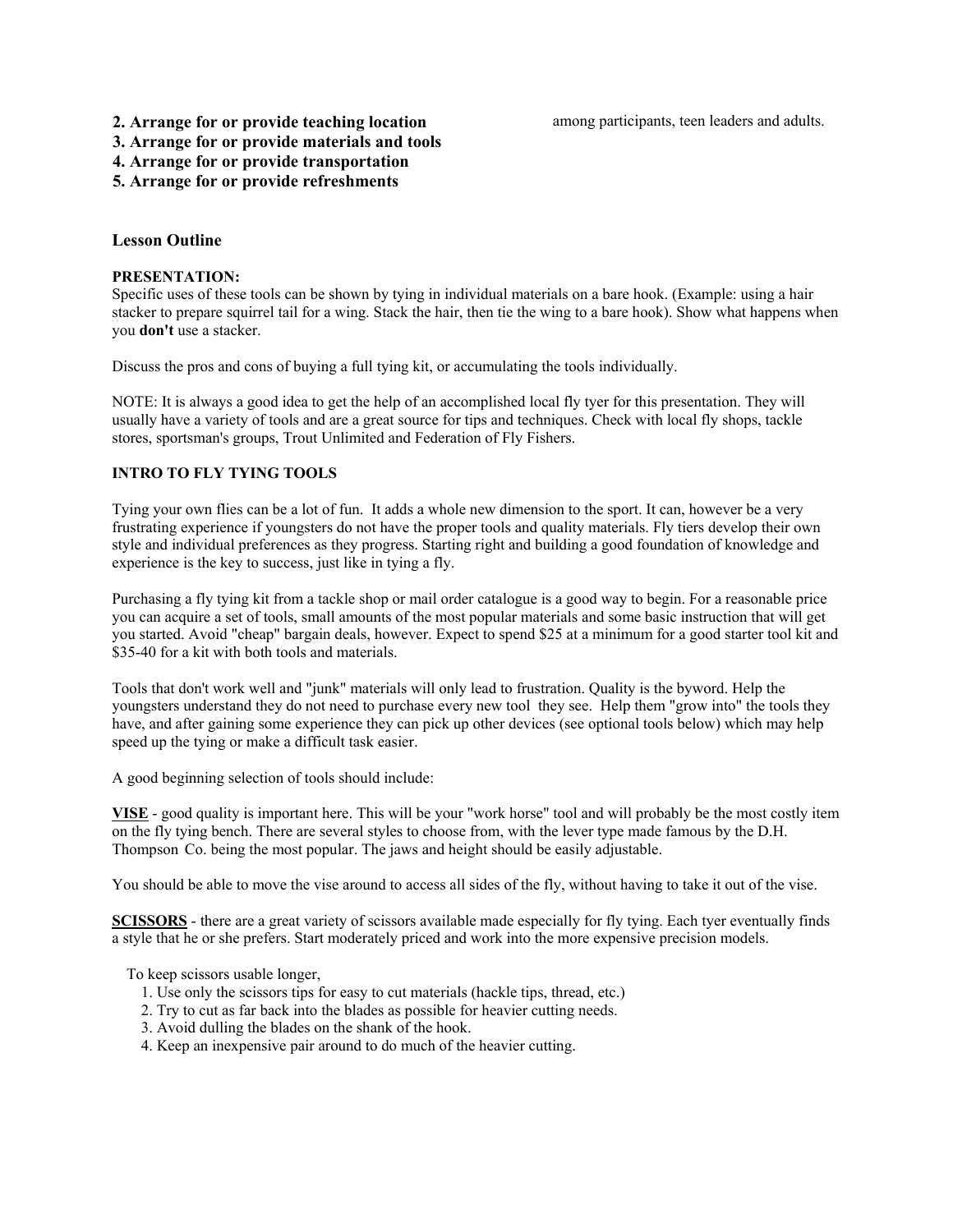**2. Arrange for or provide teaching location**
**3. Arrange for or provide materials and tools**
**4. Arrange for or provide transportation**
**5. Arrange for or provide refreshments**

among participants, teen leaders and adults.

### Lesson Outline

**PRESENTATION:**
Specific uses of these tools can be shown by tying in individual materials on a bare hook. (Example: using a hair stacker to prepare squirrel tail for a wing. Stack the hair, then tie the wing to a bare hook). Show what happens when you **don't** use a stacker.

Discuss the pros and cons of buying a full tying kit, or accumulating the tools individually.

NOTE: It is always a good idea to get the help of an accomplished local fly tyer for this presentation. They will usually have a variety of tools and are a great source for tips and techniques. Check with local fly shops, tackle stores, sportsman's groups, Trout Unlimited and Federation of Fly Fishers.

**INTRO TO FLY TYING TOOLS**

Tying your own flies can be a lot of fun. It adds a whole new dimension to the sport. It can, however be a very frustrating experience if youngsters do not have the proper tools and quality materials. Fly tiers develop their own style and individual preferences as they progress. Starting right and building a good foundation of knowledge and experience is the key to success, just like in tying a fly.

Purchasing a fly tying kit from a tackle shop or mail order catalogue is a good way to begin. For a reasonable price you can acquire a set of tools, small amounts of the most popular materials and some basic instruction that will get you started. Avoid "cheap" bargain deals, however. Expect to spend $25 at a minimum for a good starter tool kit and $35-40 for a kit with both tools and materials.

Tools that don't work well and "junk" materials will only lead to frustration. Quality is the byword. Help the youngsters understand they do not need to purchase every new tool they see. Help them "grow into" the tools they have, and after gaining some experience they can pick up other devices (see optional tools below) which may help speed up the tying or make a difficult task easier.

A good beginning selection of tools should include:

**VISE** - good quality is important here. This will be your "work horse" tool and will probably be the most costly item on the fly tying bench. There are several styles to choose from, with the lever type made famous by the D.H. Thompson Co. being the most popular. The jaws and height should be easily adjustable.

You should be able to move the vise around to access all sides of the fly, without having to take it out of the vise.

**SCISSORS** - there are a great variety of scissors available made especially for fly tying. Each tyer eventually finds a style that he or she prefers. Start moderately priced and work into the more expensive precision models.

To keep scissors usable longer,

1. Use only the scissors tips for easy to cut materials (hackle tips, thread, etc.)
2. Try to cut as far back into the blades as possible for heavier cutting needs.
3. Avoid dulling the blades on the shank of the hook.
4. Keep an inexpensive pair around to do much of the heavier cutting.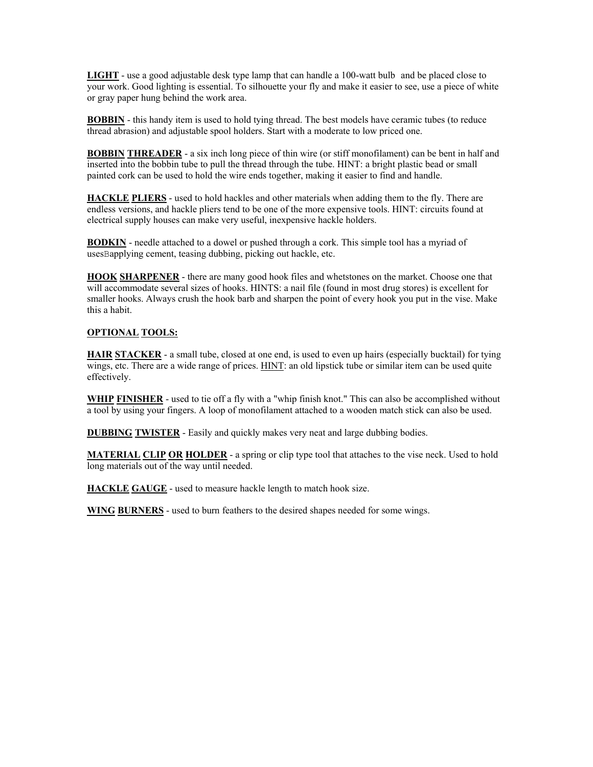**LIGHT** - use a good adjustable desk type lamp that can handle a 100-watt bulb and be placed close to your work. Good lighting is essential. To silhouette your fly and make it easier to see, use a piece of white or gray paper hung behind the work area.

**BOBBIN** - this handy item is used to hold tying thread. The best models have ceramic tubes (to reduce thread abrasion) and adjustable spool holders. Start with a moderate to low priced one.

**BOBBIN THREADER** - a six inch long piece of thin wire (or stiff monofilament) can be bent in half and inserted into the bobbin tube to pull the thread through the tube. HINT: a bright plastic bead or small painted cork can be used to hold the wire ends together, making it easier to find and handle.

**HACKLE PLIERS** - used to hold hackles and other materials when adding them to the fly. There are endless versions, and hackle pliers tend to be one of the more expensive tools. HINT: circuits found at electrical supply houses can make very useful, inexpensive hackle holders.

**BODKIN** - needle attached to a dowel or pushed through a cork. This simple tool has a myriad of usesBapplying cement, teasing dubbing, picking out hackle, etc.

**HOOK SHARPENER** - there are many good hook files and whetstones on the market. Choose one that will accommodate several sizes of hooks. HINTS: a nail file (found in most drug stores) is excellent for smaller hooks. Always crush the hook barb and sharpen the point of every hook you put in the vise. Make this a habit.

**OPTIONAL TOOLS:**

**HAIR STACKER** - a small tube, closed at one end, is used to even up hairs (especially bucktail) for tying wings, etc. There are a wide range of prices. HINT: an old lipstick tube or similar item can be used quite effectively.

**WHIP FINISHER** - used to tie off a fly with a "whip finish knot." This can also be accomplished without a tool by using your fingers. A loop of monofilament attached to a wooden match stick can also be used.

**DUBBING TWISTER** - Easily and quickly makes very neat and large dubbing bodies.

**MATERIAL CLIP OR HOLDER** - a spring or clip type tool that attaches to the vise neck. Used to hold long materials out of the way until needed.

**HACKLE GAUGE** - used to measure hackle length to match hook size.

**WING BURNERS** - used to burn feathers to the desired shapes needed for some wings.